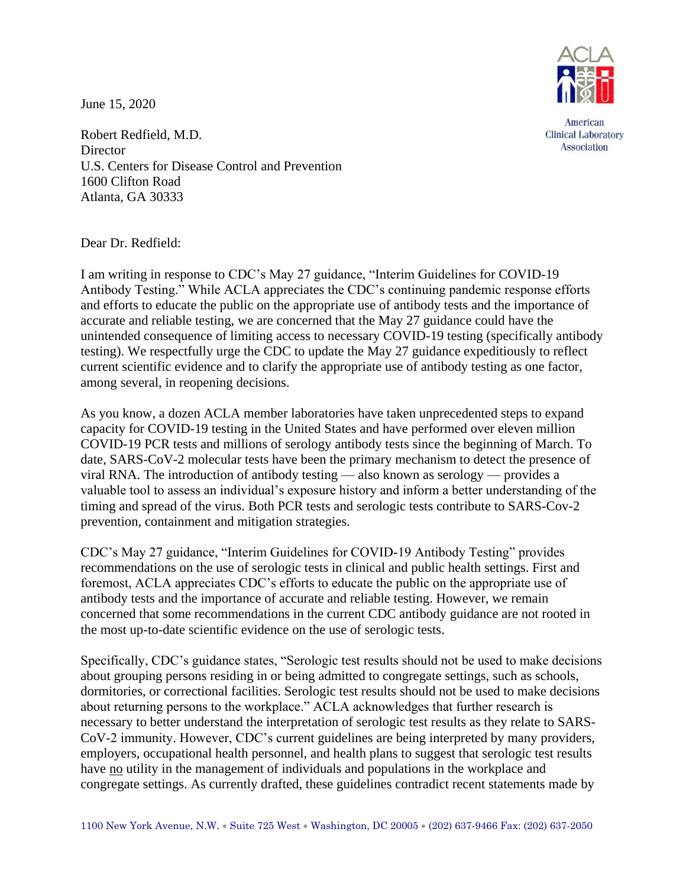ACLA

American Clinical Laboratory Association

June 15, 2020

Robert Redfield, M.D.
Director
U.S. Centers for Disease Control and Prevention
1600 Clifton Road
Atlanta, GA 30333

Dear Dr. Redfield:

I am writing in response to CDC's May 27 guidance, "Interim Guidelines for COVID-19 Antibody Testing." While ACLA appreciates the CDC's continuing pandemic response efforts and efforts to educate the public on the appropriate use of antibody tests and the importance of accurate and reliable testing, we are concerned that the May 27 guidance could have the unintended consequence of limiting access to necessary COVID-19 testing (specifically antibody testing). We respectfully urge the CDC to update the May 27 guidance expeditiously to reflect current scientific evidence and to clarify the appropriate use of antibody testing as one factor, among several, in reopening decisions.

As you know, a dozen ACLA member laboratories have taken unprecedented steps to expand capacity for COVID-19 testing in the United States and have performed over eleven million COVID-19 PCR tests and millions of serology antibody tests since the beginning of March. To date, SARS-CoV-2 molecular tests have been the primary mechanism to detect the presence of viral RNA. The introduction of antibody testing — also known as serology — provides a valuable tool to assess an individual's exposure history and inform a better understanding of the timing and spread of the virus. Both PCR tests and serologic tests contribute to SARS-Cov-2 prevention, containment and mitigation strategies.

CDC's May 27 guidance, "Interim Guidelines for COVID-19 Antibody Testing" provides recommendations on the use of serologic tests in clinical and public health settings. First and foremost, ACLA appreciates CDC's efforts to educate the public on the appropriate use of antibody tests and the importance of accurate and reliable testing. However, we remain concerned that some recommendations in the current CDC antibody guidance are not rooted in the most up-to-date scientific evidence on the use of serologic tests.

Specifically, CDC's guidance states, "Serologic test results should not be used to make decisions about grouping persons residing in or being admitted to congregate settings, such as schools, dormitories, or correctional facilities. Serologic test results should not be used to make decisions about returning persons to the workplace." ACLA acknowledges that further research is necessary to better understand the interpretation of serologic test results as they relate to SARS-CoV-2 immunity. However, CDC's current guidelines are being interpreted by many providers, employers, occupational health personnel, and health plans to suggest that serologic test results have <u>no</u> utility in the management of individuals and populations in the workplace and congregate settings. As currently drafted, these guidelines contradict recent statements made by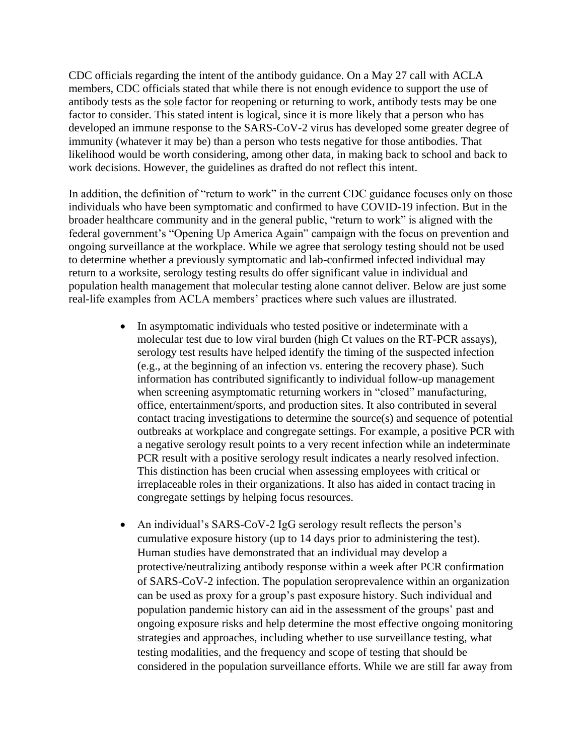CDC officials regarding the intent of the antibody guidance. On a May 27 call with ACLA members, CDC officials stated that while there is not enough evidence to support the use of antibody tests as the sole factor for reopening or returning to work, antibody tests may be one factor to consider. This stated intent is logical, since it is more likely that a person who has developed an immune response to the SARS-CoV-2 virus has developed some greater degree of immunity (whatever it may be) than a person who tests negative for those antibodies. That likelihood would be worth considering, among other data, in making back to school and back to work decisions. However, the guidelines as drafted do not reflect this intent.

In addition, the definition of "return to work" in the current CDC guidance focuses only on those individuals who have been symptomatic and confirmed to have COVID-19 infection. But in the broader healthcare community and in the general public, "return to work" is aligned with the federal government's "Opening Up America Again" campaign with the focus on prevention and ongoing surveillance at the workplace. While we agree that serology testing should not be used to determine whether a previously symptomatic and lab-confirmed infected individual may return to a worksite, serology testing results do offer significant value in individual and population health management that molecular testing alone cannot deliver. Below are just some real-life examples from ACLA members' practices where such values are illustrated.

- In asymptomatic individuals who tested positive or indeterminate with a molecular test due to low viral burden (high Ct values on the RT-PCR assays), serology test results have helped identify the timing of the suspected infection (e.g., at the beginning of an infection vs. entering the recovery phase). Such information has contributed significantly to individual follow-up management when screening asymptomatic returning workers in "closed" manufacturing, office, entertainment/sports, and production sites. It also contributed in several contact tracing investigations to determine the source(s) and sequence of potential outbreaks at workplace and congregate settings. For example, a positive PCR with a negative serology result points to a very recent infection while an indeterminate PCR result with a positive serology result indicates a nearly resolved infection. This distinction has been crucial when assessing employees with critical or irreplaceable roles in their organizations. It also has aided in contact tracing in congregate settings by helping focus resources.

- An individual's SARS-CoV-2 IgG serology result reflects the person's cumulative exposure history (up to 14 days prior to administering the test). Human studies have demonstrated that an individual may develop a protective/neutralizing antibody response within a week after PCR confirmation of SARS-CoV-2 infection. The population seroprevalence within an organization can be used as proxy for a group's past exposure history. Such individual and population pandemic history can aid in the assessment of the groups' past and ongoing exposure risks and help determine the most effective ongoing monitoring strategies and approaches, including whether to use surveillance testing, what testing modalities, and the frequency and scope of testing that should be considered in the population surveillance efforts. While we are still far away from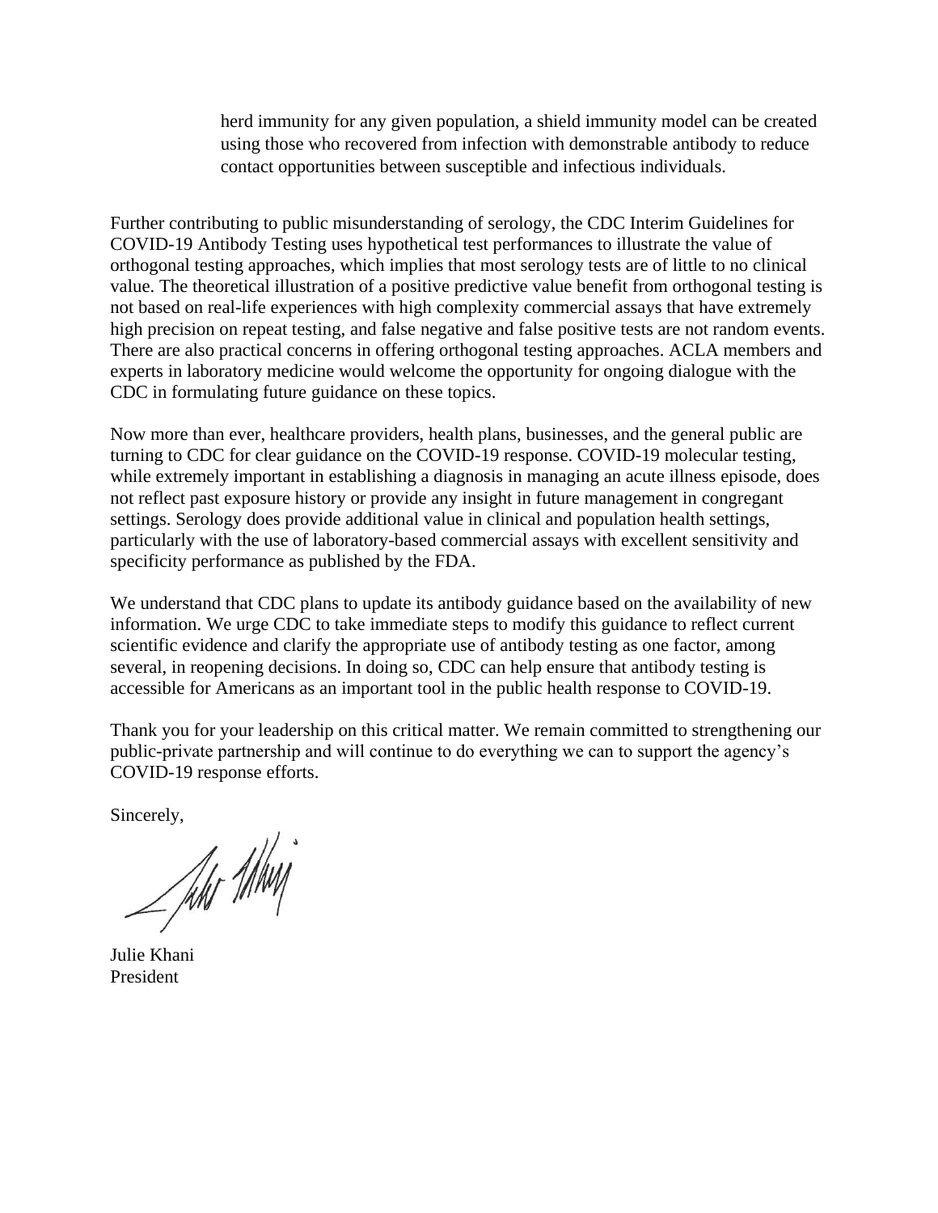herd immunity for any given population, a shield immunity model can be created using those who recovered from infection with demonstrable antibody to reduce contact opportunities between susceptible and infectious individuals.

Further contributing to public misunderstanding of serology, the CDC Interim Guidelines for COVID-19 Antibody Testing uses hypothetical test performances to illustrate the value of orthogonal testing approaches, which implies that most serology tests are of little to no clinical value. The theoretical illustration of a positive predictive value benefit from orthogonal testing is not based on real-life experiences with high complexity commercial assays that have extremely high precision on repeat testing, and false negative and false positive tests are not random events. There are also practical concerns in offering orthogonal testing approaches. ACLA members and experts in laboratory medicine would welcome the opportunity for ongoing dialogue with the CDC in formulating future guidance on these topics.

Now more than ever, healthcare providers, health plans, businesses, and the general public are turning to CDC for clear guidance on the COVID-19 response. COVID-19 molecular testing, while extremely important in establishing a diagnosis in managing an acute illness episode, does not reflect past exposure history or provide any insight in future management in congregant settings. Serology does provide additional value in clinical and population health settings, particularly with the use of laboratory-based commercial assays with excellent sensitivity and specificity performance as published by the FDA.

We understand that CDC plans to update its antibody guidance based on the availability of new information. We urge CDC to take immediate steps to modify this guidance to reflect current scientific evidence and clarify the appropriate use of antibody testing as one factor, among several, in reopening decisions. In doing so, CDC can help ensure that antibody testing is accessible for Americans as an important tool in the public health response to COVID-19.

Thank you for your leadership on this critical matter. We remain committed to strengthening our public-private partnership and will continue to do everything we can to support the agency's COVID-19 response efforts.

Sincerely,

Julie Khani
President